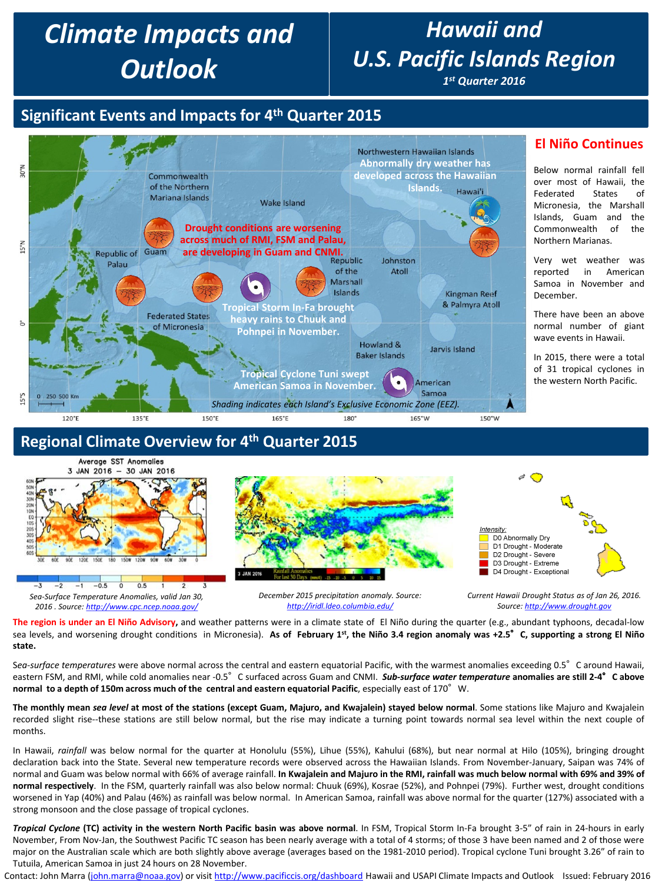# Climate Impacts and Outlook

# Hawaii and U.S. Pacific Islands Region

*1st Quarter 2016*

## Significant Events and Impacts for 4th Quarter 2015

Abnormally dry weather has developed across the Hawaiian Islands.

Drought conditions are worsening across much of RMI, FSM and Palau, are developing in Guam and CNMI.

Tropical Storm In-Fa brought heavy rains to Chuuk and Pohnpei in November.

Tropical Cyclone Tuni swept American Samoa in November.

*Shading indicates each Island's Exclusive Economic Zone (EEZ).*

### El Niño Continues

Below normal rainfall fell over most of Hawaii, the Federated States of Micronesia, the Marshall Islands, Guam and the Commonwealth of the Northern Marianas.

Very wet weather was reported in American Samoa in November and December.

There have been an above normal number of giant wave events in Hawaii.

In 2015, there were a total of 31 tropical cyclones in the western North Pacific.

## Regional Climate Overview for 4th Quarter 2015

*Sea-Surface Temperature Anomalies, valid Jan 30, 2016 . Source: http://www.cpc.ncep.noaa.gov/*

*December 2015 precipitation anomaly. Source: http://iridl.ldeo.columbia.edu/*

*Current Hawaii Drought Status as of Jan 26, 2016. Source: http://www.drought.gov*

**The region is under an El Niño Advisory,** and weather patterns were in a climate state of El Niño during the quarter (e.g., abundant typhoons, decadal-low sea levels, and worsening drought conditions in Micronesia). **As of February 1st, the Niño 3.4 region anomaly was +2.5°C, supporting a strong El Niño state.**

S*ea-surface temperatures* were above normal across the central and eastern equatorial Pacific, with the warmest anomalies exceeding 0.5°C around Hawaii, eastern FSM, and RMI, while cold anomalies near -0.5°C surfaced across Guam and CNMI. ***Sub-surface water temperature* anomalies are still 2-4°C above normal to a depth of 150m across much of the central and eastern equatorial Pacific**, especially east of 170°W.

**The monthly mean *sea level* at most of the stations (except Guam, Majuro, and Kwajalein) stayed below normal**. Some stations like Majuro and Kwajalein recorded slight rise--these stations are still below normal, but the rise may indicate a turning point towards normal sea level within the next couple of months.

In Hawaii, *rainfall* was below normal for the quarter at Honolulu (55%), Lihue (55%), Kahului (68%), but near normal at Hilo (105%), bringing drought declaration back into the State. Several new temperature records were observed across the Hawaiian Islands. From November-January, Saipan was 74% of normal and Guam was below normal with 66% of average rainfall. **In Kwajalein and Majuro in the RMI, rainfall was much below normal with 69% and 39% of normal respectively**. In the FSM, quarterly rainfall was also below normal: Chuuk (69%), Kosrae (52%), and Pohnpei (79%). Further west, drought conditions worsened in Yap (40%) and Palau (46%) as rainfall was below normal. In American Samoa, rainfall was above normal for the quarter (127%) associated with a strong monsoon and the close passage of tropical cyclones.

***Tropical Cyclone* (TC) activity in the western North Pacific basin was above normal**. In FSM, Tropical Storm In-Fa brought 3-5" of rain in 24-hours in early November, From Nov-Jan, the Southwest Pacific TC season has been nearly average with a total of 4 storms; of those 3 have been named and 2 of those were major on the Australian scale which are both slightly above average (averages based on the 1981-2010 period). Tropical cyclone Tuni brought 3.26" of rain to Tutuila, American Samoa in just 24 hours on 28 November.

Contact: John Marra (john.marra@noaa.gov) or visit http://www.pacificcis.org/dashboard Hawaii and USAPI Climate Impacts and Outlook Issued: February 2016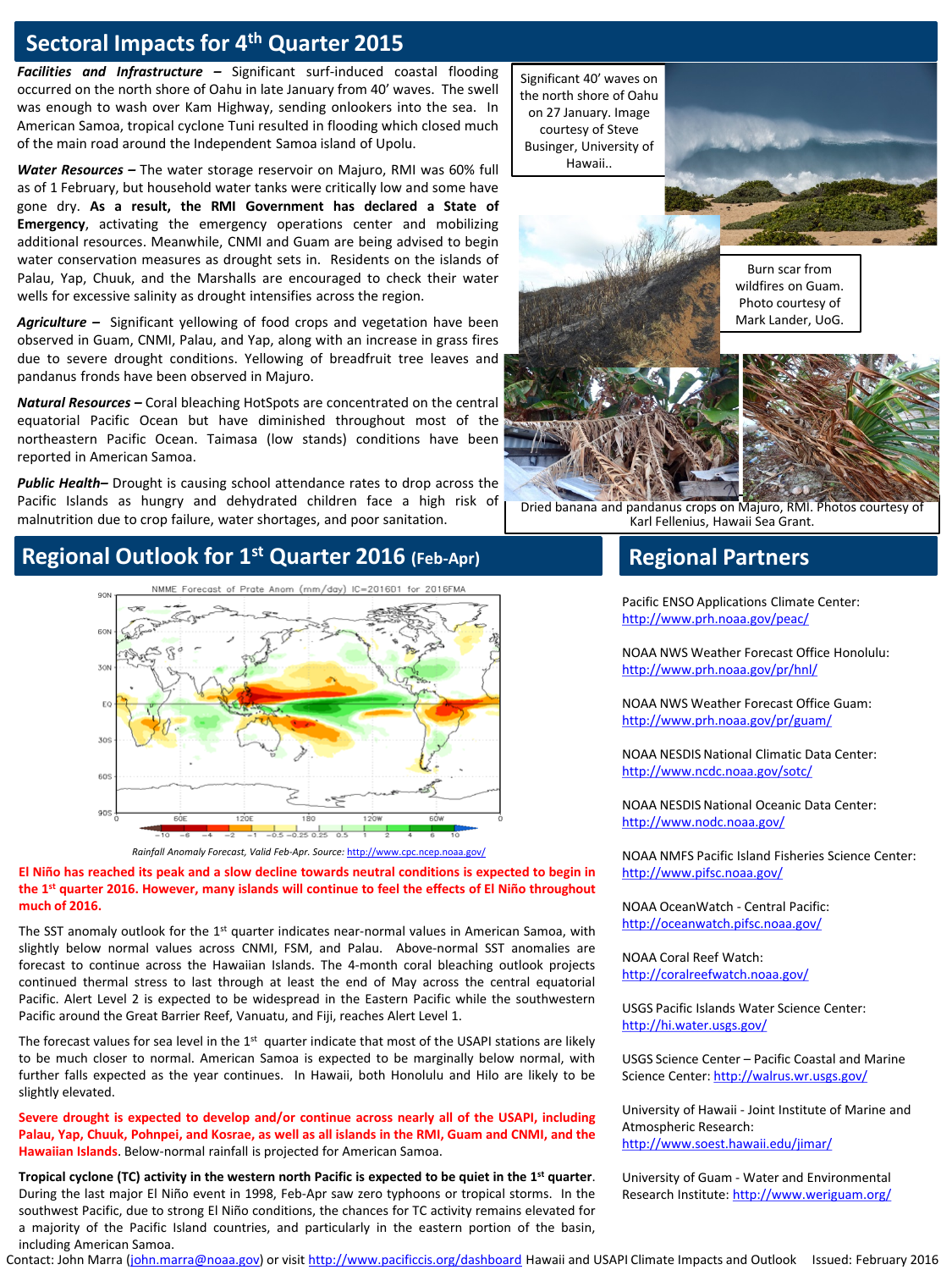## Sectoral Impacts for 4th Quarter 2015

***Facilities and Infrastructure –*** Significant surf-induced coastal flooding occurred on the north shore of Oahu in late January from 40' waves. The swell was enough to wash over Kam Highway, sending onlookers into the sea. In American Samoa, tropical cyclone Tuni resulted in flooding which closed much of the main road around the Independent Samoa island of Upolu.

***Water Resources –*** The water storage reservoir on Majuro, RMI was 60% full as of 1 February, but household water tanks were critically low and some have gone dry. **As a result, the RMI Government has declared a State of Emergency**, activating the emergency operations center and mobilizing additional resources. Meanwhile, CNMI and Guam are being advised to begin water conservation measures as drought sets in. Residents on the islands of Palau, Yap, Chuuk, and the Marshalls are encouraged to check their water wells for excessive salinity as drought intensifies across the region.

***Agriculture –*** Significant yellowing of food crops and vegetation have been observed in Guam, CNMI, Palau, and Yap, along with an increase in grass fires due to severe drought conditions. Yellowing of breadfruit tree leaves and pandanus fronds have been observed in Majuro.

***Natural Resources –*** Coral bleaching HotSpots are concentrated on the central equatorial Pacific Ocean but have diminished throughout most of the northeastern Pacific Ocean. Taimasa (low stands) conditions have been reported in American Samoa.

***Public Health–*** Drought is causing school attendance rates to drop across the Pacific Islands as hungry and dehydrated children face a high risk of malnutrition due to crop failure, water shortages, and poor sanitation.

Significant 40' waves on the north shore of Oahu on 27 January. Image courtesy of Steve Businger, University of Hawaii..

Burn scar from wildfires on Guam. Photo courtesy of Mark Lander, UoG.

Dried banana and pandanus crops on Majuro, RMI. Photos courtesy of Karl Fellenius, Hawaii Sea Grant.

## Regional Outlook for 1st Quarter 2016 (Feb-Apr)

NMME Forecast of Prate Anom (mm/day) IC=201601 for 2016FMA

90N
60N
30N
EQ
30S
60S
90S
0 60E 120E 180 120W 60W 0

−10 −6 −4 −2 −1 −0.5 −0.25 0.25 0.5 1 2 4 6 10

*Rainfall Anomaly Forecast, Valid Feb-Apr. Source: http://www.cpc.ncep.noaa.gov/*

**El Niño has reached its peak and a slow decline towards neutral conditions is expected to begin in the 1st quarter 2016. However, many islands will continue to feel the effects of El Niño throughout much of 2016.**

The SST anomaly outlook for the 1st quarter indicates near-normal values in American Samoa, with slightly below normal values across CNMI, FSM, and Palau. Above-normal SST anomalies are forecast to continue across the Hawaiian Islands. The 4-month coral bleaching outlook projects continued thermal stress to last through at least the end of May across the central equatorial Pacific. Alert Level 2 is expected to be widespread in the Eastern Pacific while the southwestern Pacific around the Great Barrier Reef, Vanuatu, and Fiji, reaches Alert Level 1.

The forecast values for sea level in the 1st quarter indicate that most of the USAPI stations are likely to be much closer to normal. American Samoa is expected to be marginally below normal, with further falls expected as the year continues. In Hawaii, both Honolulu and Hilo are likely to be slightly elevated.

**Severe drought is expected to develop and/or continue across nearly all of the USAPI, including Palau, Yap, Chuuk, Pohnpei, and Kosrae, as well as all islands in the RMI, Guam and CNMI, and the Hawaiian Islands**. Below-normal rainfall is projected for American Samoa.

**Tropical cyclone (TC) activity in the western north Pacific is expected to be quiet in the 1st quarter**. During the last major El Niño event in 1998, Feb-Apr saw zero typhoons or tropical storms. In the southwest Pacific, due to strong El Niño conditions, the chances for TC activity remains elevated for a majority of the Pacific Island countries, and particularly in the eastern portion of the basin, including American Samoa.

## Regional Partners

Pacific ENSO Applications Climate Center: http://www.prh.noaa.gov/peac/

NOAA NWS Weather Forecast Office Honolulu: http://www.prh.noaa.gov/pr/hnl/

NOAA NWS Weather Forecast Office Guam: http://www.prh.noaa.gov/pr/guam/

NOAA NESDIS National Climatic Data Center: http://www.ncdc.noaa.gov/sotc/

NOAA NESDIS National Oceanic Data Center: http://www.nodc.noaa.gov/

NOAA NMFS Pacific Island Fisheries Science Center: http://www.pifsc.noaa.gov/

NOAA OceanWatch - Central Pacific: http://oceanwatch.pifsc.noaa.gov/

NOAA Coral Reef Watch: http://coralreefwatch.noaa.gov/

USGS Pacific Islands Water Science Center: http://hi.water.usgs.gov/

USGS Science Center – Pacific Coastal and Marine Science Center: http://walrus.wr.usgs.gov/

University of Hawaii - Joint Institute of Marine and Atmospheric Research: http://www.soest.hawaii.edu/jimar/

University of Guam - Water and Environmental Research Institute: http://www.weriguam.org/

Contact: John Marra (john.marra@noaa.gov) or visit http://www.pacificcis.org/dashboard Hawaii and USAPI Climate Impacts and Outlook Issued: February 2016